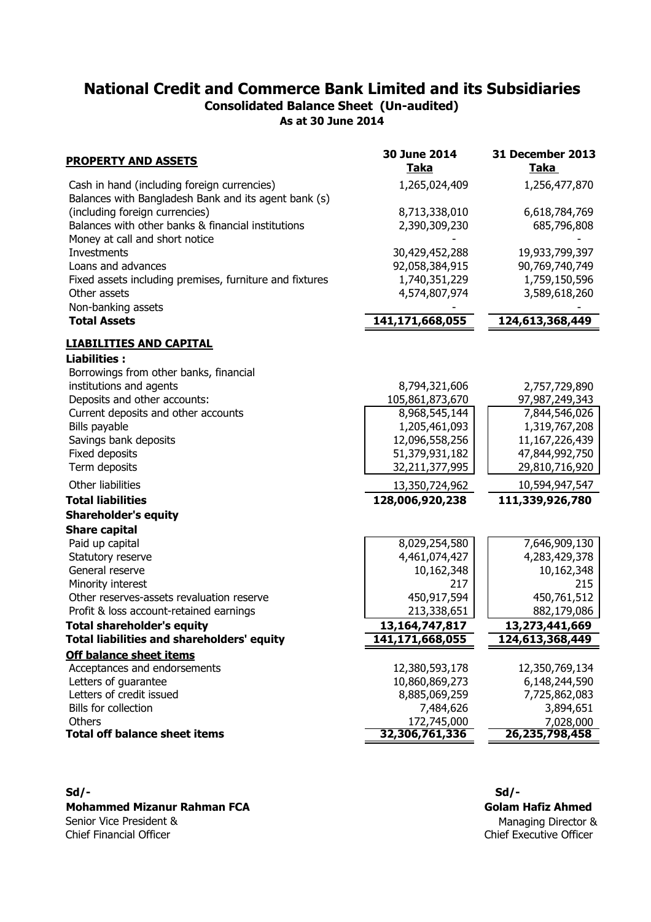# National Credit and Commerce Bank Limited and its Subsidiaries

## Consolidated Balance Sheet (Un-audited)

### As at 30 June 2014

| PROPERTY AND ASSETS | 30 June 2014 Taka | 31 December 2013 Taka |
|---|---|---|
| Cash in hand (including foreign currencies) | 1,265,024,409 | 1,256,477,870 |
| Balances with Bangladesh Bank and its agent bank (s) (including foreign currencies) | 8,713,338,010 | 6,618,784,769 |
| Balances with other banks & financial institutions | 2,390,309,230 | 685,796,808 |
| Money at call and short notice | - | - |
| Investments | 30,429,452,288 | 19,933,799,397 |
| Loans and advances | 92,058,384,915 | 90,769,740,749 |
| Fixed assets including premises, furniture and fixtures | 1,740,351,229 | 1,759,150,596 |
| Other assets | 4,574,807,974 | 3,589,618,260 |
| Non-banking assets | - | - |
| **Total Assets** | **141,171,668,055** | **124,613,368,449** |
| **LIABILITIES AND CAPITAL** | | |
| **Liabilities :** | | |
| Borrowings from other banks, financial institutions and agents | 8,794,321,606 | 2,757,729,890 |
| Deposits and other accounts: | 105,861,873,670 | 97,987,249,343 |
| Current deposits and other accounts | 8,968,545,144 | 7,844,546,026 |
| Bills payable | 1,205,461,093 | 1,319,767,208 |
| Savings bank deposits | 12,096,558,256 | 11,167,226,439 |
| Fixed deposits | 51,379,931,182 | 47,844,992,750 |
| Term deposits | 32,211,377,995 | 29,810,716,920 |
| Other liabilities | 13,350,724,962 | 10,594,947,547 |
| **Total liabilities** | **128,006,920,238** | **111,339,926,780** |
| **Shareholder's equity** | | |
| **Share capital** | | |
| Paid up capital | 8,029,254,580 | 7,646,909,130 |
| Statutory reserve | 4,461,074,427 | 4,283,429,378 |
| General reserve | 10,162,348 | 10,162,348 |
| Minority interest | 217 | 215 |
| Other reserves-assets revaluation reserve | 450,917,594 | 450,761,512 |
| Profit & loss account-retained earnings | 213,338,651 | 882,179,086 |
| **Total shareholder's equity** | **13,164,747,817** | **13,273,441,669** |
| **Total liabilities and shareholders' equity** | **141,171,668,055** | **124,613,368,449** |
| **Off balance sheet items** | | |
| Acceptances and endorsements | 12,380,593,178 | 12,350,769,134 |
| Letters of guarantee | 10,860,869,273 | 6,148,244,590 |
| Letters of credit issued | 8,885,069,259 | 7,725,862,083 |
| Bills for collection | 7,484,626 | 3,894,651 |
| Others | 172,745,000 | 7,028,000 |
| **Total off balance sheet items** | **32,306,761,336** | **26,235,798,458** |

**Sd/-**
**Mohammed Mizanur Rahman FCA**
Senior Vice President &
Chief Financial Officer

**Sd/-**
**Golam Hafiz Ahmed**
Managing Director &
Chief Executive Officer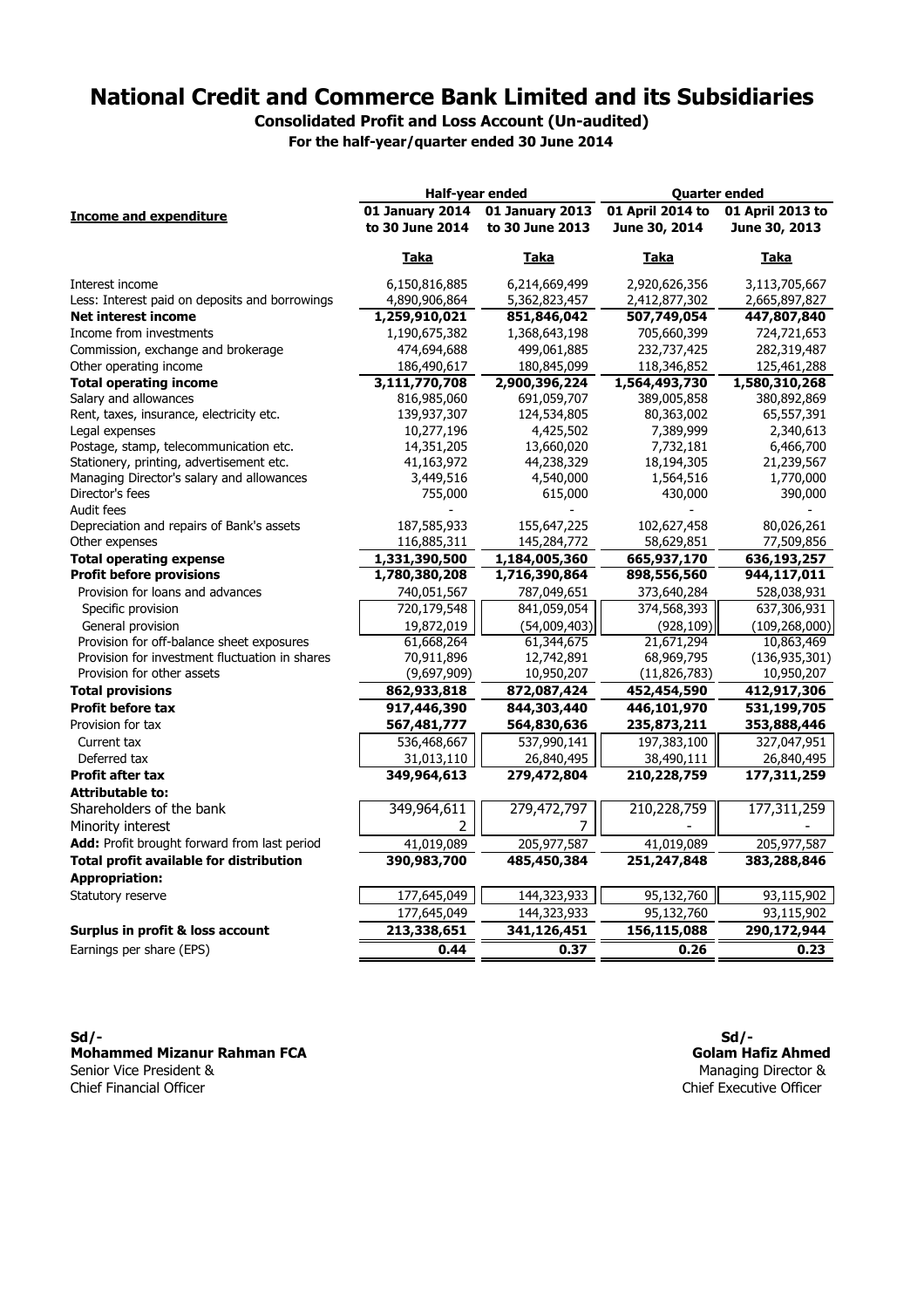# National Credit and Commerce Bank Limited and its Subsidiaries

**Consolidated Profit and Loss Account (Un-audited)**

**For the half-year/quarter ended 30 June 2014**

| Income and expenditure | Half-year ended | | Quarter ended | |
|---|---|---|---|---|
| | 01 January 2014 to 30 June 2014 | 01 January 2013 to 30 June 2013 | 01 April 2014 to June 30, 2014 | 01 April 2013 to June 30, 2013 |
| | Taka | Taka | Taka | Taka |
| Interest income | 6,150,816,885 | 6,214,669,499 | 2,920,626,356 | 3,113,705,667 |
| Less: Interest paid on deposits and borrowings | 4,890,906,864 | 5,362,823,457 | 2,412,877,302 | 2,665,897,827 |
| **Net interest income** | **1,259,910,021** | **851,846,042** | **507,749,054** | **447,807,840** |
| Income from investments | 1,190,675,382 | 1,368,643,198 | 705,660,399 | 724,721,653 |
| Commission, exchange and brokerage | 474,694,688 | 499,061,885 | 232,737,425 | 282,319,487 |
| Other operating income | 186,490,617 | 180,845,099 | 118,346,852 | 125,461,288 |
| **Total operating income** | **3,111,770,708** | **2,900,396,224** | **1,564,493,730** | **1,580,310,268** |
| Salary and allowances | 816,985,060 | 691,059,707 | 389,005,858 | 380,892,869 |
| Rent, taxes, insurance, electricity etc. | 139,937,307 | 124,534,805 | 80,363,002 | 65,557,391 |
| Legal expenses | 10,277,196 | 4,425,502 | 7,389,999 | 2,340,613 |
| Postage, stamp, telecommunication etc. | 14,351,205 | 13,660,020 | 7,732,181 | 6,466,700 |
| Stationery, printing, advertisement etc. | 41,163,972 | 44,238,329 | 18,194,305 | 21,239,567 |
| Managing Director's salary and allowances | 3,449,516 | 4,540,000 | 1,564,516 | 1,770,000 |
| Director's fees | 755,000 | 615,000 | 430,000 | 390,000 |
| Audit fees | - | - | - | - |
| Depreciation and repairs of Bank's assets | 187,585,933 | 155,647,225 | 102,627,458 | 80,026,261 |
| Other expenses | 116,885,311 | 145,284,772 | 58,629,851 | 77,509,856 |
| **Total operating expense** | **1,331,390,500** | **1,184,005,360** | **665,937,170** | **636,193,257** |
| **Profit before provisions** | **1,780,380,208** | **1,716,390,864** | **898,556,560** | **944,117,011** |
| Provision for loans and advances | 740,051,567 | 787,049,651 | 373,640,284 | 528,038,931 |
| Specific provision | 720,179,548 | 841,059,054 | 374,568,393 | 637,306,931 |
| General provision | 19,872,019 | (54,009,403) | (928,109) | (109,268,000) |
| Provision for off-balance sheet exposures | 61,668,264 | 61,344,675 | 21,671,294 | 10,863,469 |
| Provision for investment fluctuation in shares | 70,911,896 | 12,742,891 | 68,969,795 | (136,935,301) |
| Provision for other assets | (9,697,909) | 10,950,207 | (11,826,783) | 10,950,207 |
| **Total provisions** | **862,933,818** | **872,087,424** | **452,454,590** | **412,917,306** |
| **Profit before tax** | **917,446,390** | **844,303,440** | **446,101,970** | **531,199,705** |
| Provision for tax | **567,481,777** | **564,830,636** | **235,873,211** | **353,888,446** |
| Current tax | 536,468,667 | 537,990,141 | 197,383,100 | 327,047,951 |
| Deferred tax | 31,013,110 | 26,840,495 | 38,490,111 | 26,840,495 |
| **Profit after tax** | **349,964,613** | **279,472,804** | **210,228,759** | **177,311,259** |
| **Attributable to:** | | | | |
| Shareholders of the bank | 349,964,611 | 279,472,797 | 210,228,759 | 177,311,259 |
| Minority interest | 2 | 7 | - | - |
| **Add:** Profit brought forward from last period | 41,019,089 | 205,977,587 | 41,019,089 | 205,977,587 |
| **Total profit available for distribution** | **390,983,700** | **485,450,384** | **251,247,848** | **383,288,846** |
| **Appropriation:** | | | | |
| Statutory reserve | 177,645,049 | 144,323,933 | 95,132,760 | 93,115,902 |
| | 177,645,049 | 144,323,933 | 95,132,760 | 93,115,902 |
| **Surplus in profit & loss account** | **213,338,651** | **341,126,451** | **156,115,088** | **290,172,944** |
| Earnings per share (EPS) | **0.44** | **0.37** | **0.26** | **0.23** |

**Sd/-**
**Mohammed Mizanur Rahman FCA**
Senior Vice President &
Chief Financial Officer

**Sd/-**
**Golam Hafiz Ahmed**
Managing Director &
Chief Executive Officer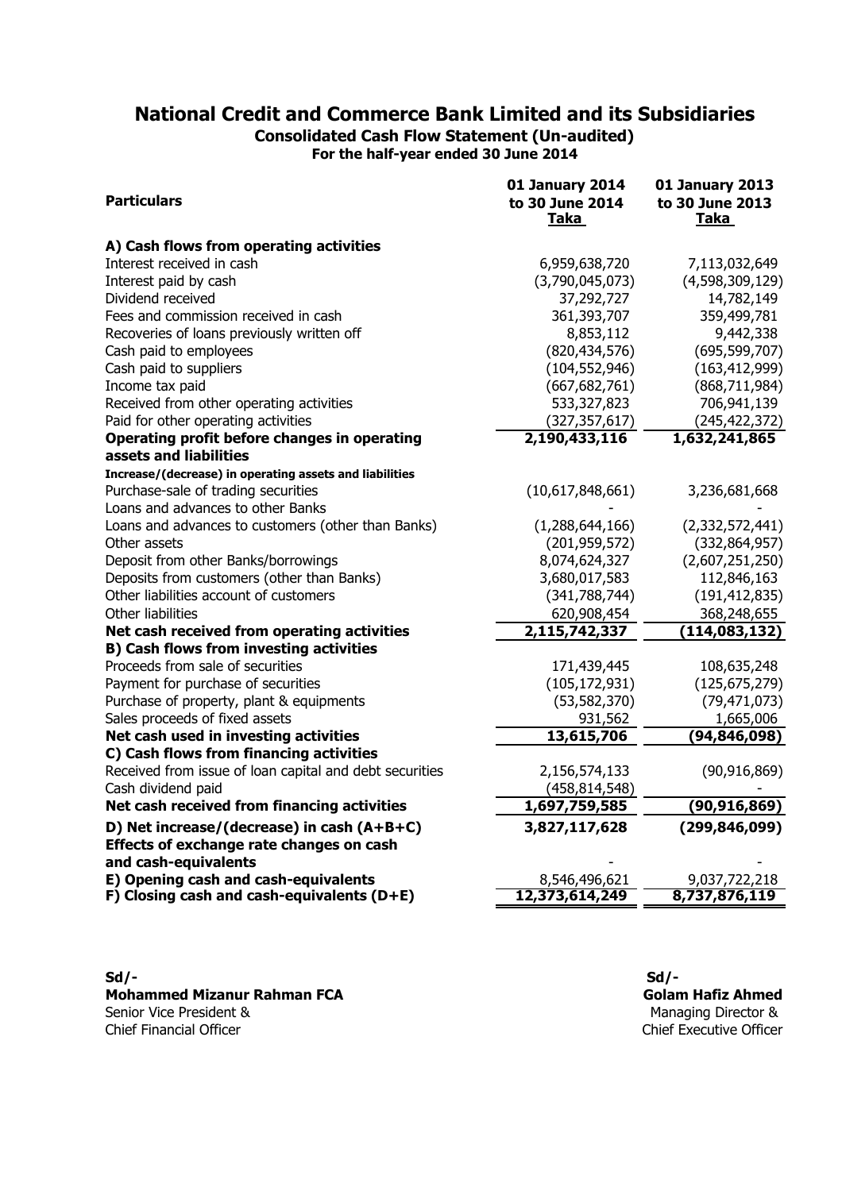# National Credit and Commerce Bank Limited and its Subsidiaries

**Consolidated Cash Flow Statement (Un-audited)**
**For the half-year ended 30 June 2014**

| Particulars | 01 January 2014 to 30 June 2014 Taka | 01 January 2013 to 30 June 2013 Taka |
|---|---|---|
| **A) Cash flows from operating activities** | | |
| Interest received in cash | 6,959,638,720 | 7,113,032,649 |
| Interest paid by cash | (3,790,045,073) | (4,598,309,129) |
| Dividend received | 37,292,727 | 14,782,149 |
| Fees and commission received in cash | 361,393,707 | 359,499,781 |
| Recoveries of loans previously written off | 8,853,112 | 9,442,338 |
| Cash paid to employees | (820,434,576) | (695,599,707) |
| Cash paid to suppliers | (104,552,946) | (163,412,999) |
| Income tax paid | (667,682,761) | (868,711,984) |
| Received from other operating activities | 533,327,823 | 706,941,139 |
| Paid for other operating activities | (327,357,617) | (245,422,372) |
| **Operating profit before changes in operating assets and liabilities** | **2,190,433,116** | **1,632,241,865** |
| **Increase/(decrease) in operating assets and liabilities** | | |
| Purchase-sale of trading securities | (10,617,848,661) | 3,236,681,668 |
| Loans and advances to other Banks | - | - |
| Loans and advances to customers (other than Banks) | (1,288,644,166) | (2,332,572,441) |
| Other assets | (201,959,572) | (332,864,957) |
| Deposit from other Banks/borrowings | 8,074,624,327 | (2,607,251,250) |
| Deposits from customers (other than Banks) | 3,680,017,583 | 112,846,163 |
| Other liabilities account of customers | (341,788,744) | (191,412,835) |
| Other liabilities | 620,908,454 | 368,248,655 |
| **Net cash received from operating activities** | **2,115,742,337** | **(114,083,132)** |
| **B) Cash flows from investing activities** | | |
| Proceeds from sale of securities | 171,439,445 | 108,635,248 |
| Payment for purchase of securities | (105,172,931) | (125,675,279) |
| Purchase of property, plant & equipments | (53,582,370) | (79,471,073) |
| Sales proceeds of fixed assets | 931,562 | 1,665,006 |
| **Net cash used in investing activities** | **13,615,706** | **(94,846,098)** |
| **C) Cash flows from financing activities** | | |
| Received from issue of loan capital and debt securities | 2,156,574,133 | (90,916,869) |
| Cash dividend paid | (458,814,548) | - |
| **Net cash received from financing activities** | **1,697,759,585** | **(90,916,869)** |
| **D) Net increase/(decrease) in cash (A+B+C)** | **3,827,117,628** | **(299,846,099)** |
| **Effects of exchange rate changes on cash and cash-equivalents** | - | - |
| **E) Opening cash and cash-equivalents** | 8,546,496,621 | 9,037,722,218 |
| **F) Closing cash and cash-equivalents (D+E)** | **12,373,614,249** | **8,737,876,119** |

**Sd/-**
**Mohammed Mizanur Rahman FCA**
Senior Vice President &
Chief Financial Officer

**Sd/-**
**Golam Hafiz Ahmed**
Managing Director &
Chief Executive Officer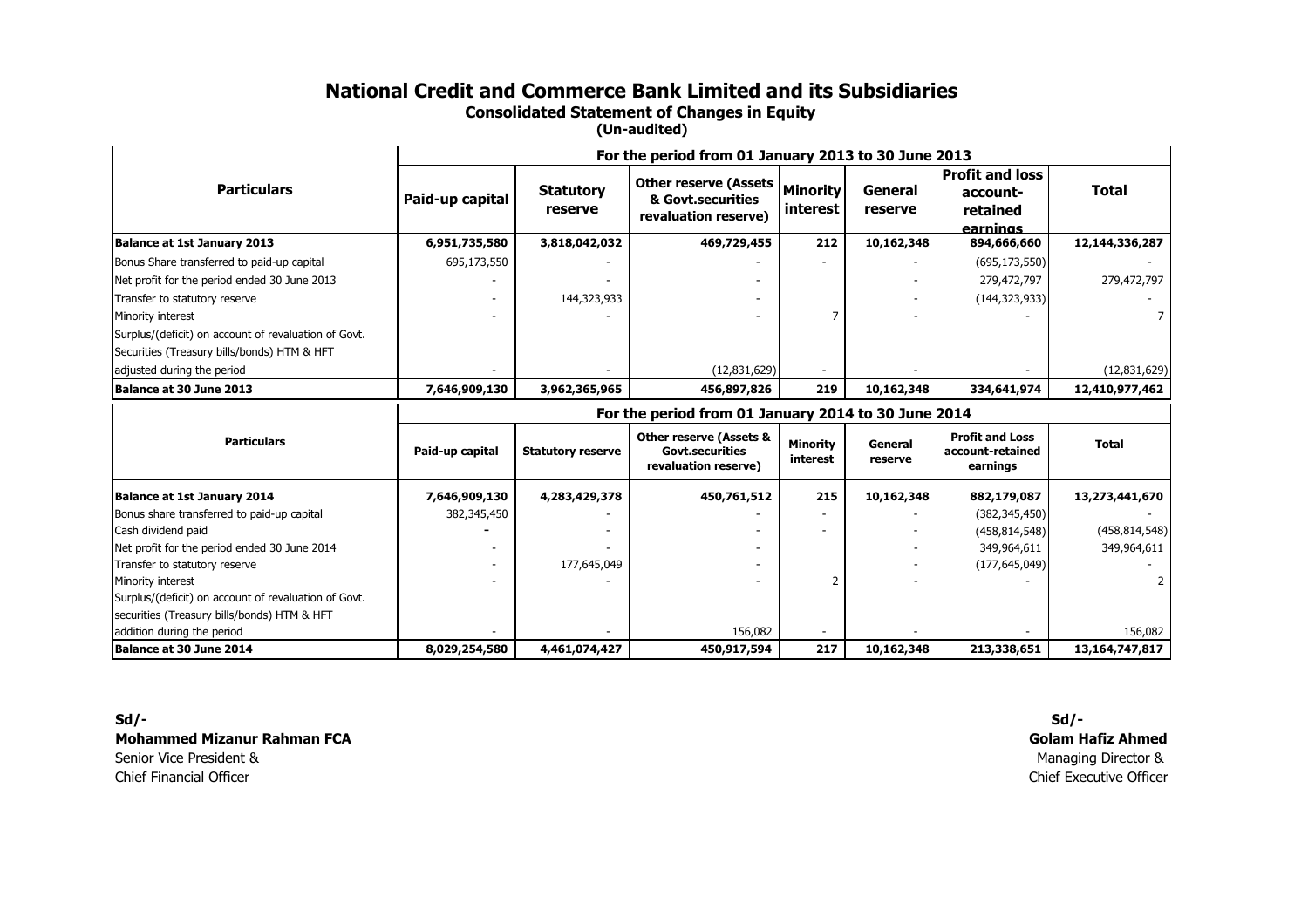# National Credit and Commerce Bank Limited and its Subsidiaries

## Consolidated Statement of Changes in Equity

**(Un-audited)**

| Particulars | For the period from 01 January 2013 to 30 June 2013 | | | | | | |
|---|---|---|---|---|---|---|---|
| | **Paid-up capital** | **Statutory reserve** | **Other reserve (Assets & Govt.securities revaluation reserve)** | **Minority interest** | **General reserve** | **Profit and loss account-retained earnings** | **Total** |
| **Balance at 1st January 2013** | **6,951,735,580** | **3,818,042,032** | **469,729,455** | **212** | **10,162,348** | **894,666,660** | **12,144,336,287** |
| Bonus Share transferred to paid-up capital | 695,173,550 | - | - | - | - | (695,173,550) | - |
| Net profit for the period ended 30 June 2013 | - | - | - | | - | 279,472,797 | 279,472,797 |
| Transfer to statutory reserve | - | 144,323,933 | - | | - | (144,323,933) | - |
| Minority interest | - | - | - | 7 | - | - | 7 |
| Surplus/(deficit) on account of revaluation of Govt. Securities (Treasury bills/bonds) HTM & HFT adjusted during the period | - | - | (12,831,629) | - | - | - | (12,831,629) |
| **Balance at 30 June 2013** | **7,646,909,130** | **3,962,365,965** | **456,897,826** | **219** | **10,162,348** | **334,641,974** | **12,410,977,462** |

| Particulars | For the period from 01 January 2014 to 30 June 2014 | | | | | | |
|---|---|---|---|---|---|---|---|
| | **Paid-up capital** | **Statutory reserve** | **Other reserve (Assets & Govt.securities revaluation reserve)** | **Minority interest** | **General reserve** | **Profit and Loss account-retained earnings** | **Total** |
| **Balance at 1st January 2014** | **7,646,909,130** | **4,283,429,378** | **450,761,512** | **215** | **10,162,348** | **882,179,087** | **13,273,441,670** |
| Bonus share transferred to paid-up capital | 382,345,450 | - | - | - | - | (382,345,450) | - |
| Cash dividend paid | - | - | - | - | - | (458,814,548) | (458,814,548) |
| Net profit for the period ended 30 June 2014 | - | - | - | | - | 349,964,611 | 349,964,611 |
| Transfer to statutory reserve | - | 177,645,049 | - | | - | (177,645,049) | - |
| Minority interest | - | - | - | 2 | - | - | 2 |
| Surplus/(deficit) on account of revaluation of Govt. securities (Treasury bills/bonds) HTM & HFT addition during the period | - | - | 156,082 | - | - | - | 156,082 |
| **Balance at 30 June 2014** | **8,029,254,580** | **4,461,074,427** | **450,917,594** | **217** | **10,162,348** | **213,338,651** | **13,164,747,817** |

**Sd/-**
**Mohammed Mizanur Rahman FCA**
Senior Vice President &
Chief Financial Officer

**Sd/-**
**Golam Hafiz Ahmed**
Managing Director &
Chief Executive Officer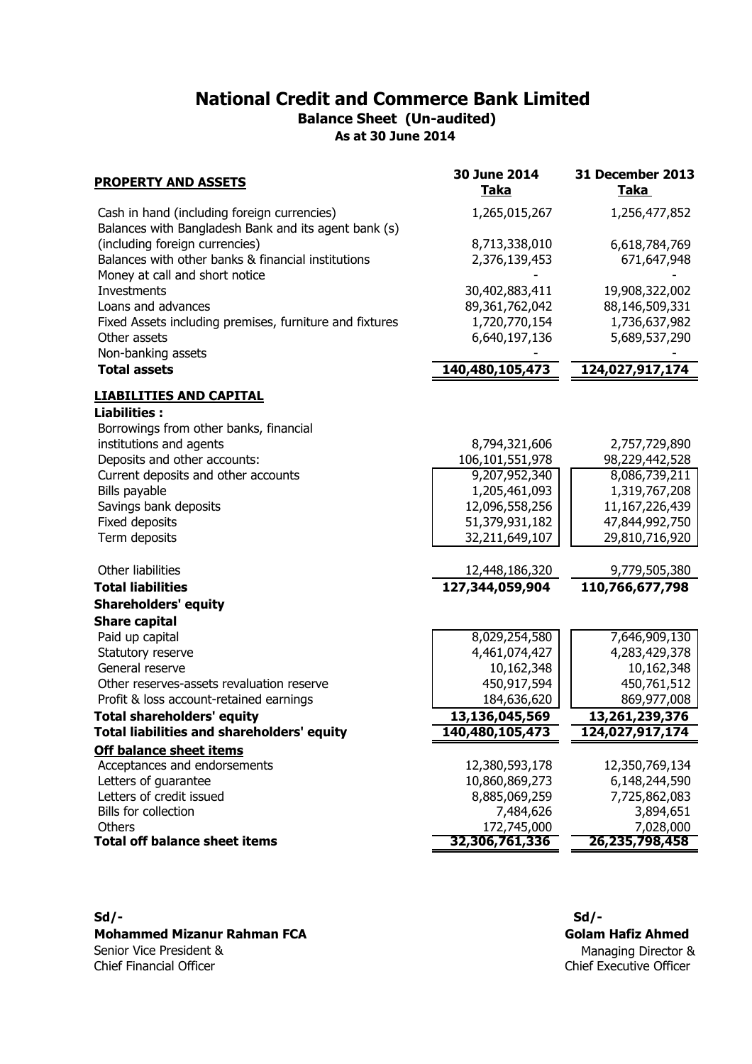# National Credit and Commerce Bank Limited

## Balance Sheet (Un-audited)

### As at 30 June 2014

| **PROPERTY AND ASSETS** | **30 June 2014 Taka** | **31 December 2013 Taka** |
|---|---|---|
| Cash in hand (including foreign currencies) | 1,265,015,267 | 1,256,477,852 |
| Balances with Bangladesh Bank and its agent bank (s) (including foreign currencies) | 8,713,338,010 | 6,618,784,769 |
| Balances with other banks & financial institutions | 2,376,139,453 | 671,647,948 |
| Money at call and short notice | - | - |
| Investments | 30,402,883,411 | 19,908,322,002 |
| Loans and advances | 89,361,762,042 | 88,146,509,331 |
| Fixed Assets including premises, furniture and fixtures | 1,720,770,154 | 1,736,637,982 |
| Other assets | 6,640,197,136 | 5,689,537,290 |
| Non-banking assets | - | - |
| **Total assets** | **140,480,105,473** | **124,027,917,174** |
| **LIABILITIES AND CAPITAL** | | |
| **Liabilities :** | | |
| Borrowings from other banks, financial institutions and agents | 8,794,321,606 | 2,757,729,890 |
| Deposits and other accounts: | 106,101,551,978 | 98,229,442,528 |
| Current deposits and other accounts | 9,207,952,340 | 8,086,739,211 |
| Bills payable | 1,205,461,093 | 1,319,767,208 |
| Savings bank deposits | 12,096,558,256 | 11,167,226,439 |
| Fixed deposits | 51,379,931,182 | 47,844,992,750 |
| Term deposits | 32,211,649,107 | 29,810,716,920 |
| Other liabilities | 12,448,186,320 | 9,779,505,380 |
| **Total liabilities** | **127,344,059,904** | **110,766,677,798** |
| **Shareholders' equity** | | |
| **Share capital** | | |
| Paid up capital | 8,029,254,580 | 7,646,909,130 |
| Statutory reserve | 4,461,074,427 | 4,283,429,378 |
| General reserve | 10,162,348 | 10,162,348 |
| Other reserves-assets revaluation reserve | 450,917,594 | 450,761,512 |
| Profit & loss account-retained earnings | 184,636,620 | 869,977,008 |
| **Total shareholders' equity** | **13,136,045,569** | **13,261,239,376** |
| **Total liabilities and shareholders' equity** | **140,480,105,473** | **124,027,917,174** |
| **Off balance sheet items** | | |
| Acceptances and endorsements | 12,380,593,178 | 12,350,769,134 |
| Letters of guarantee | 10,860,869,273 | 6,148,244,590 |
| Letters of credit issued | 8,885,069,259 | 7,725,862,083 |
| Bills for collection | 7,484,626 | 3,894,651 |
| Others | 172,745,000 | 7,028,000 |
| **Total off balance sheet items** | **32,306,761,336** | **26,235,798,458** |

**Sd/-**
**Mohammed Mizanur Rahman FCA**
Senior Vice President &
Chief Financial Officer

**Sd/-**
**Golam Hafiz Ahmed**
Managing Director &
Chief Executive Officer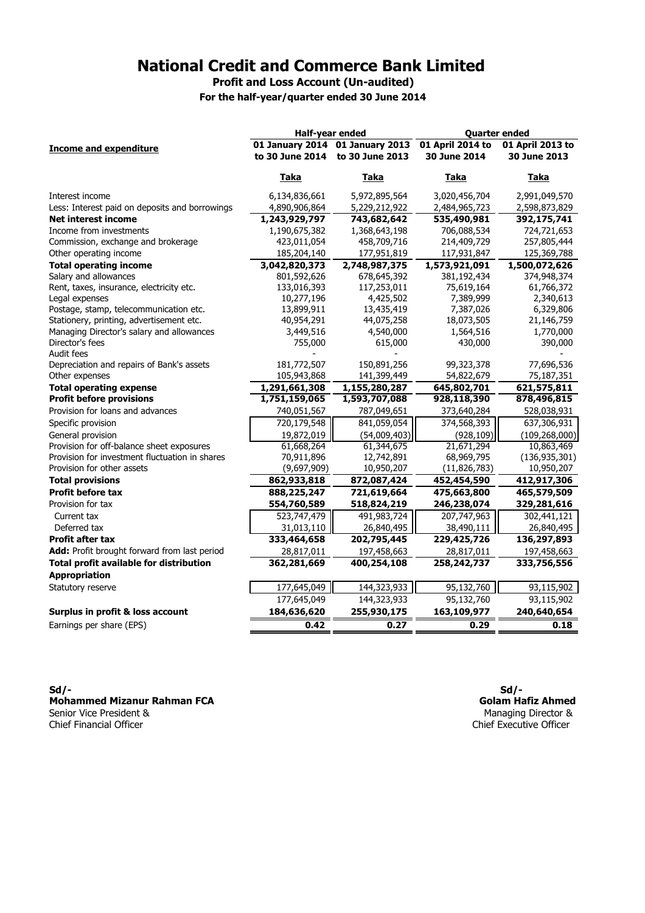# National Credit and Commerce Bank Limited

**Profit and Loss Account (Un-audited)**

**For the half-year/quarter ended 30 June 2014**

| Income and expenditure | Half-year ended | | Quarter ended | |
|---|---|---|---|---|
| | 01 January 2014 to 30 June 2014 | 01 January 2013 to 30 June 2013 | 01 April 2014 to 30 June 2014 | 01 April 2013 to 30 June 2013 |
| | Taka | Taka | Taka | Taka |
| Interest income | 6,134,836,661 | 5,972,895,564 | 3,020,456,704 | 2,991,049,570 |
| Less: Interest paid on deposits and borrowings | 4,890,906,864 | 5,229,212,922 | 2,484,965,723 | 2,598,873,829 |
| **Net interest income** | **1,243,929,797** | **743,682,642** | **535,490,981** | **392,175,741** |
| Income from investments | 1,190,675,382 | 1,368,643,198 | 706,088,534 | 724,721,653 |
| Commission, exchange and brokerage | 423,011,054 | 458,709,716 | 214,409,729 | 257,805,444 |
| Other operating income | 185,204,140 | 177,951,819 | 117,931,847 | 125,369,788 |
| **Total operating income** | **3,042,820,373** | **2,748,987,375** | **1,573,921,091** | **1,500,072,626** |
| Salary and allowances | 801,592,626 | 678,645,392 | 381,192,434 | 374,948,374 |
| Rent, taxes, insurance, electricity etc. | 133,016,393 | 117,253,011 | 75,619,164 | 61,766,372 |
| Legal expenses | 10,277,196 | 4,425,502 | 7,389,999 | 2,340,613 |
| Postage, stamp, telecommunication etc. | 13,899,911 | 13,435,419 | 7,387,026 | 6,329,806 |
| Stationery, printing, advertisement etc. | 40,954,291 | 44,075,258 | 18,073,505 | 21,146,759 |
| Managing Director's salary and allowances | 3,449,516 | 4,540,000 | 1,564,516 | 1,770,000 |
| Director's fees | 755,000 | 615,000 | 430,000 | 390,000 |
| Audit fees | - | - | - | - |
| Depreciation and repairs of Bank's assets | 181,772,507 | 150,851,256 | 99,323,378 | 77,696,536 |
| Other expenses | 105,943,868 | 141,399,449 | 54,822,679 | 75,187,351 |
| **Total operating expense** | **1,291,661,308** | **1,155,280,287** | **645,802,701** | **621,575,811** |
| **Profit before provisions** | **1,751,159,065** | **1,593,707,088** | **928,118,390** | **878,496,815** |
| Provision for loans and advances | 740,051,567 | 787,049,651 | 373,640,284 | 528,038,931 |
| Specific provision | 720,179,548 | 841,059,054 | 374,568,393 | 637,306,931 |
| General provision | 19,872,019 | (54,009,403) | (928,109) | (109,268,000) |
| Provision for off-balance sheet exposures | 61,668,264 | 61,344,675 | 21,671,294 | 10,863,469 |
| Provision for investment fluctuation in shares | 70,911,896 | 12,742,891 | 68,969,795 | (136,935,301) |
| Provision for other assets | (9,697,909) | 10,950,207 | (11,826,783) | 10,950,207 |
| **Total provisions** | **862,933,818** | **872,087,424** | **452,454,590** | **412,917,306** |
| **Profit before tax** | **888,225,247** | **721,619,664** | **475,663,800** | **465,579,509** |
| Provision for tax | **554,760,589** | **518,824,219** | **246,238,074** | **329,281,616** |
| Current tax | 523,747,479 | 491,983,724 | 207,747,963 | 302,441,121 |
| Deferred tax | 31,013,110 | 26,840,495 | 38,490,111 | 26,840,495 |
| **Profit after tax** | **333,464,658** | **202,795,445** | **229,425,726** | **136,297,893** |
| **Add:** Profit brought forward from last period | 28,817,011 | 197,458,663 | 28,817,011 | 197,458,663 |
| **Total profit available for distribution** | **362,281,669** | **400,254,108** | **258,242,737** | **333,756,556** |
| **Appropriation** | | | | |
| Statutory reserve | 177,645,049 | 144,323,933 | 95,132,760 | 93,115,902 |
| | 177,645,049 | 144,323,933 | 95,132,760 | 93,115,902 |
| **Surplus in profit & loss account** | **184,636,620** | **255,930,175** | **163,109,977** | **240,640,654** |
| Earnings per share (EPS) | **0.42** | **0.27** | **0.29** | **0.18** |

**Sd/-**
**Mohammed Mizanur Rahman FCA**
Senior Vice President &
Chief Financial Officer

**Sd/-**
**Golam Hafiz Ahmed**
Managing Director &
Chief Executive Officer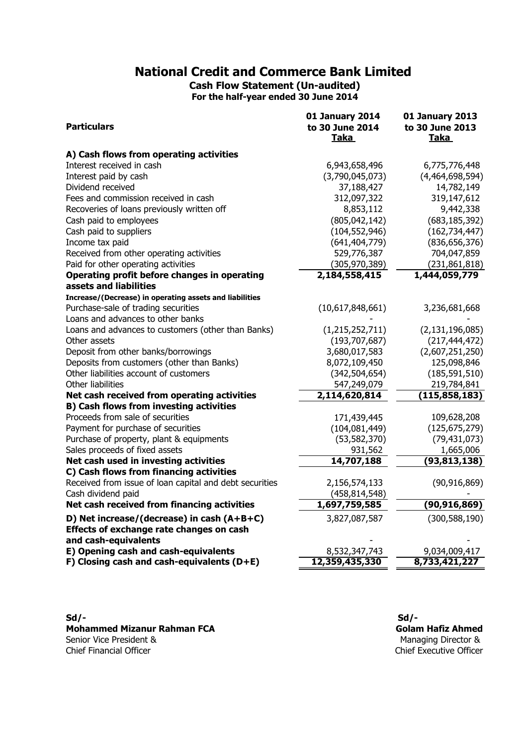# National Credit and Commerce Bank Limited

## Cash Flow Statement (Un-audited)

### For the half-year ended 30 June 2014

| Particulars | 01 January 2014 to 30 June 2014 Taka | 01 January 2013 to 30 June 2013 Taka |
|---|---|---|
| **A) Cash flows from operating activities** | | |
| Interest received in cash | 6,943,658,496 | 6,775,776,448 |
| Interest paid by cash | (3,790,045,073) | (4,464,698,594) |
| Dividend received | 37,188,427 | 14,782,149 |
| Fees and commission received in cash | 312,097,322 | 319,147,612 |
| Recoveries of loans previously written off | 8,853,112 | 9,442,338 |
| Cash paid to employees | (805,042,142) | (683,185,392) |
| Cash paid to suppliers | (104,552,946) | (162,734,447) |
| Income tax paid | (641,404,779) | (836,656,376) |
| Received from other operating activities | 529,776,387 | 704,047,859 |
| Paid for other operating activities | (305,970,389) | (231,861,818) |
| **Operating profit before changes in operating assets and liabilities** | **2,184,558,415** | **1,444,059,779** |
| **Increase/(Decrease) in operating assets and liabilities** | | |
| Purchase-sale of trading securities | (10,617,848,661) | 3,236,681,668 |
| Loans and advances to other banks | - | - |
| Loans and advances to customers (other than Banks) | (1,215,252,711) | (2,131,196,085) |
| Other assets | (193,707,687) | (217,444,472) |
| Deposit from other banks/borrowings | 3,680,017,583 | (2,607,251,250) |
| Deposits from customers (other than Banks) | 8,072,109,450 | 125,098,846 |
| Other liabilities account of customers | (342,504,654) | (185,591,510) |
| Other liabilities | 547,249,079 | 219,784,841 |
| **Net cash received from operating activities** | **2,114,620,814** | **(115,858,183)** |
| **B) Cash flows from investing activities** | | |
| Proceeds from sale of securities | 171,439,445 | 109,628,208 |
| Payment for purchase of securities | (104,081,449) | (125,675,279) |
| Purchase of property, plant & equipments | (53,582,370) | (79,431,073) |
| Sales proceeds of fixed assets | 931,562 | 1,665,006 |
| **Net cash used in investing activities** | **14,707,188** | **(93,813,138)** |
| **C) Cash flows from financing activities** | | |
| Received from issue of loan capital and debt securities | 2,156,574,133 | (90,916,869) |
| Cash dividend paid | (458,814,548) | - |
| **Net cash received from financing activities** | **1,697,759,585** | **(90,916,869)** |
| **D) Net increase/(decrease) in cash (A+B+C)** | 3,827,087,587 | (300,588,190) |
| **Effects of exchange rate changes on cash and cash-equivalents** | - | - |
| **E) Opening cash and cash-equivalents** | 8,532,347,743 | 9,034,009,417 |
| **F) Closing cash and cash-equivalents (D+E)** | **12,359,435,330** | **8,733,421,227** |

**Sd/-**
**Mohammed Mizanur Rahman FCA**
Senior Vice President &
Chief Financial Officer

**Sd/-**
**Golam Hafiz Ahmed**
Managing Director &
Chief Executive Officer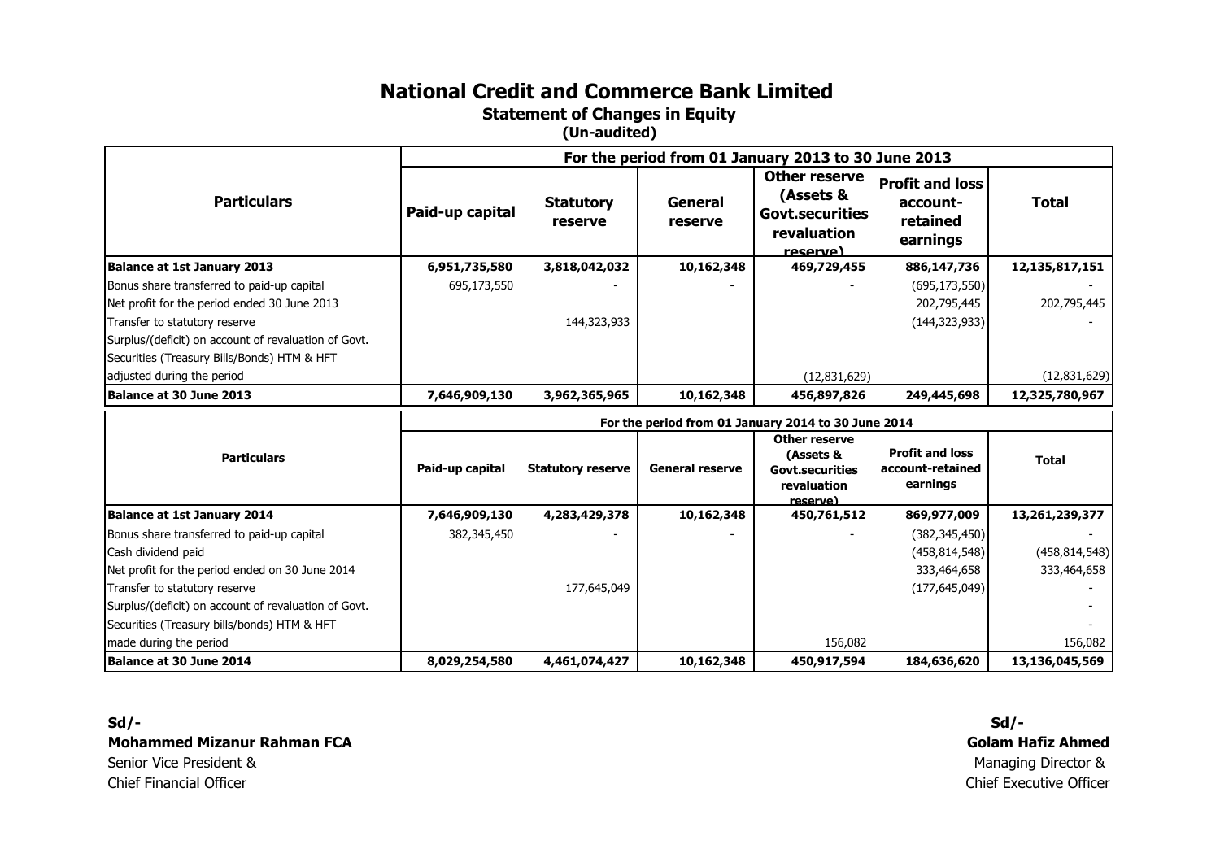# National Credit and Commerce Bank Limited

## Statement of Changes in Equity

**(Un-audited)**

| Particulars | Paid-up capital | Statutory reserve | General reserve | Other reserve (Assets & Govt.securities revaluation reserve) | Profit and loss account-retained earnings | Total |
|---|---|---|---|---|---|---|
| **For the period from 01 January 2013 to 30 June 2013** | | | | | | |
| **Balance at 1st January 2013** | **6,951,735,580** | **3,818,042,032** | **10,162,348** | **469,729,455** | **886,147,736** | **12,135,817,151** |
| Bonus share transferred to paid-up capital | 695,173,550 | - | - | - | (695,173,550) | - |
| Net profit for the period ended 30 June 2013 | | | | | 202,795,445 | 202,795,445 |
| Transfer to statutory reserve | | 144,323,933 | | | (144,323,933) | - |
| Surplus/(deficit) on account of revaluation of Govt. Securities (Treasury Bills/Bonds) HTM & HFT adjusted during the period | | | | (12,831,629) | | (12,831,629) |
| **Balance at 30 June 2013** | **7,646,909,130** | **3,962,365,965** | **10,162,348** | **456,897,826** | **249,445,698** | **12,325,780,967** |

| Particulars | Paid-up capital | Statutory reserve | General reserve | Other reserve (Assets & Govt.securities revaluation reserve) | Profit and loss account-retained earnings | Total |
|---|---|---|---|---|---|---|
| **For the period from 01 January 2014 to 30 June 2014** | | | | | | |
| **Balance at 1st January 2014** | **7,646,909,130** | **4,283,429,378** | **10,162,348** | **450,761,512** | **869,977,009** | **13,261,239,377** |
| Bonus share transferred to paid-up capital | 382,345,450 | - | - | - | (382,345,450) | - |
| Cash dividend paid | | | | | (458,814,548) | (458,814,548) |
| Net profit for the period ended on 30 June 2014 | | | | | 333,464,658 | 333,464,658 |
| Transfer to statutory reserve | | 177,645,049 | | | (177,645,049) | - |
| Surplus/(deficit) on account of revaluation of Govt. Securities (Treasury bills/bonds) HTM & HFT made during the period | | | | 156,082 | | 156,082 |
| **Balance at 30 June 2014** | **8,029,254,580** | **4,461,074,427** | **10,162,348** | **450,917,594** | **184,636,620** | **13,136,045,569** |

**Sd/-**
**Mohammed Mizanur Rahman FCA**
Senior Vice President &
Chief Financial Officer

**Sd/-**
**Golam Hafiz Ahmed**
Managing Director &
Chief Executive Officer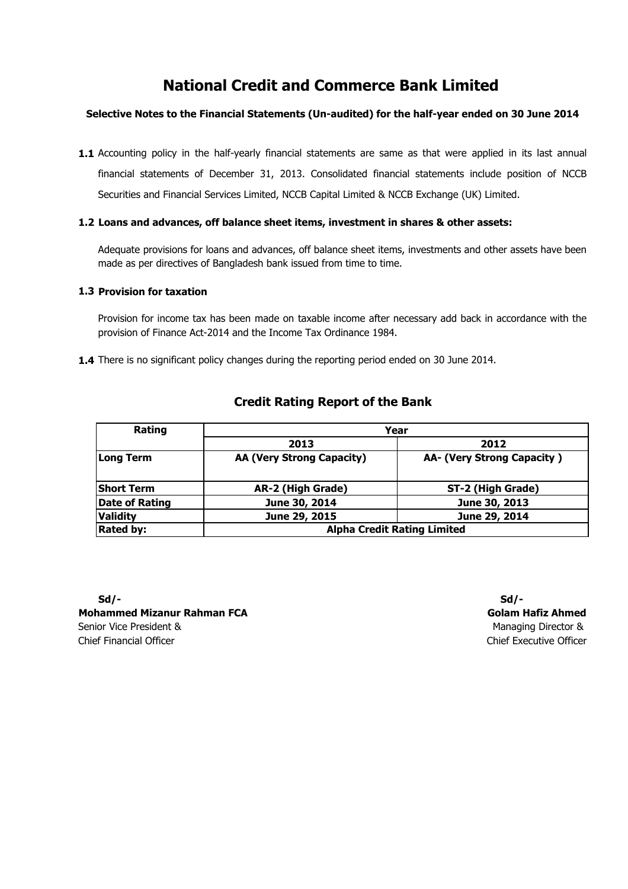# National Credit and Commerce Bank Limited

**Selective Notes to the Financial Statements (Un-audited) for the half-year ended on 30 June 2014**

**1.1** Accounting policy in the half-yearly financial statements are same as that were applied in its last annual financial statements of December 31, 2013. Consolidated financial statements include position of NCCB Securities and Financial Services Limited, NCCB Capital Limited & NCCB Exchange (UK) Limited.

**1.2 Loans and advances, off balance sheet items, investment in shares & other assets:**

Adequate provisions for loans and advances, off balance sheet items, investments and other assets have been made as per directives of Bangladesh bank issued from time to time.

**1.3 Provision for taxation**

Provision for income tax has been made on taxable income after necessary add back in accordance with the provision of Finance Act-2014 and the Income Tax Ordinance 1984.

**1.4** There is no significant policy changes during the reporting period ended on 30 June 2014.

## Credit Rating Report of the Bank

| Rating | Year | |
|---|---|---|
| | 2013 | 2012 |
| Long Term | AA (Very Strong Capacity) | AA- (Very Strong Capacity ) |
| Short Term | AR-2 (High Grade) | ST-2 (High Grade) |
| Date of Rating | June 30, 2014 | June 30, 2013 |
| Validity | June 29, 2015 | June 29, 2014 |
| Rated by: | Alpha Credit Rating Limited | |

**Sd/-**
**Mohammed Mizanur Rahman FCA**
Senior Vice President &
Chief Financial Officer

**Sd/-**
**Golam Hafiz Ahmed**
Managing Director &
Chief Executive Officer